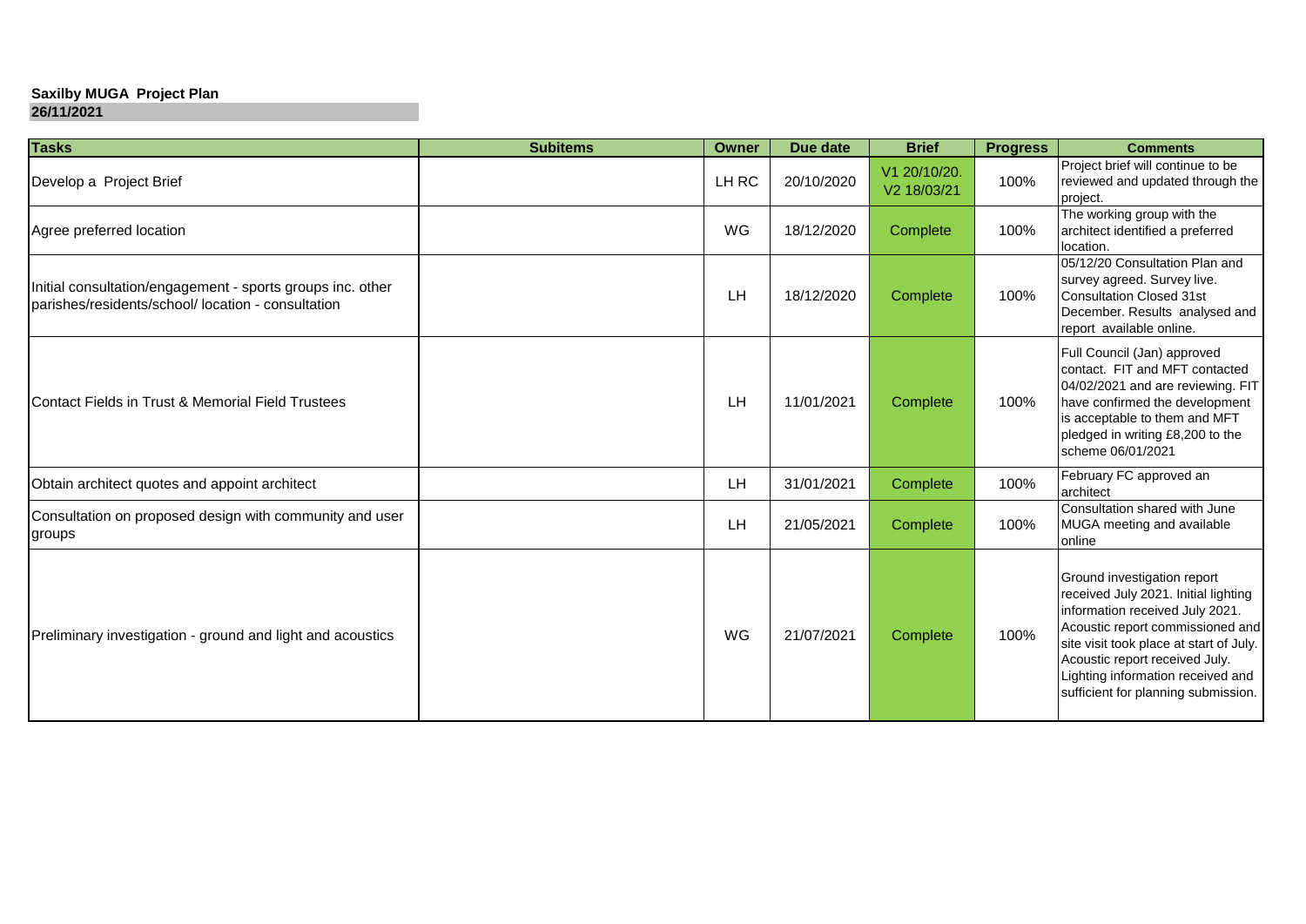**Saxilby MUGA Project Plan**

**26/11/2021**

| Tasks | Subitems | Owner | Due date | Brief | Progress | Comments |
|---|---|---|---|---|---|---|
| Develop a Project Brief | | LH RC | 20/10/2020 | V1 20/10/20. V2 18/03/21 | 100% | Project brief will continue to be reviewed and updated through the project. |
| Agree preferred location | | WG | 18/12/2020 | Complete | 100% | The working group with the architect identified a preferred location. |
| Initial consultation/engagement - sports groups inc. other parishes/residents/school/ location - consultation | | LH | 18/12/2020 | Complete | 100% | 05/12/20 Consultation Plan and survey agreed. Survey live. Consultation Closed 31st December. Results analysed and report available online. |
| Contact Fields in Trust & Memorial Field Trustees | | LH | 11/01/2021 | Complete | 100% | Full Council (Jan) approved contact. FIT and MFT contacted 04/02/2021 and are reviewing. FIT have confirmed the development is acceptable to them and MFT pledged in writing £8,200 to the scheme 06/01/2021 |
| Obtain architect quotes and appoint architect | | LH | 31/01/2021 | Complete | 100% | February FC approved an architect |
| Consultation on proposed design with community and user groups | | LH | 21/05/2021 | Complete | 100% | Consultation shared with June MUGA meeting and available online |
| Preliminary investigation - ground and light and acoustics | | WG | 21/07/2021 | Complete | 100% | Ground investigation report received July 2021. Initial lighting information received July 2021. Acoustic report commissioned and site visit took place at start of July. Acoustic report received July. Lighting information received and sufficient for planning submission. |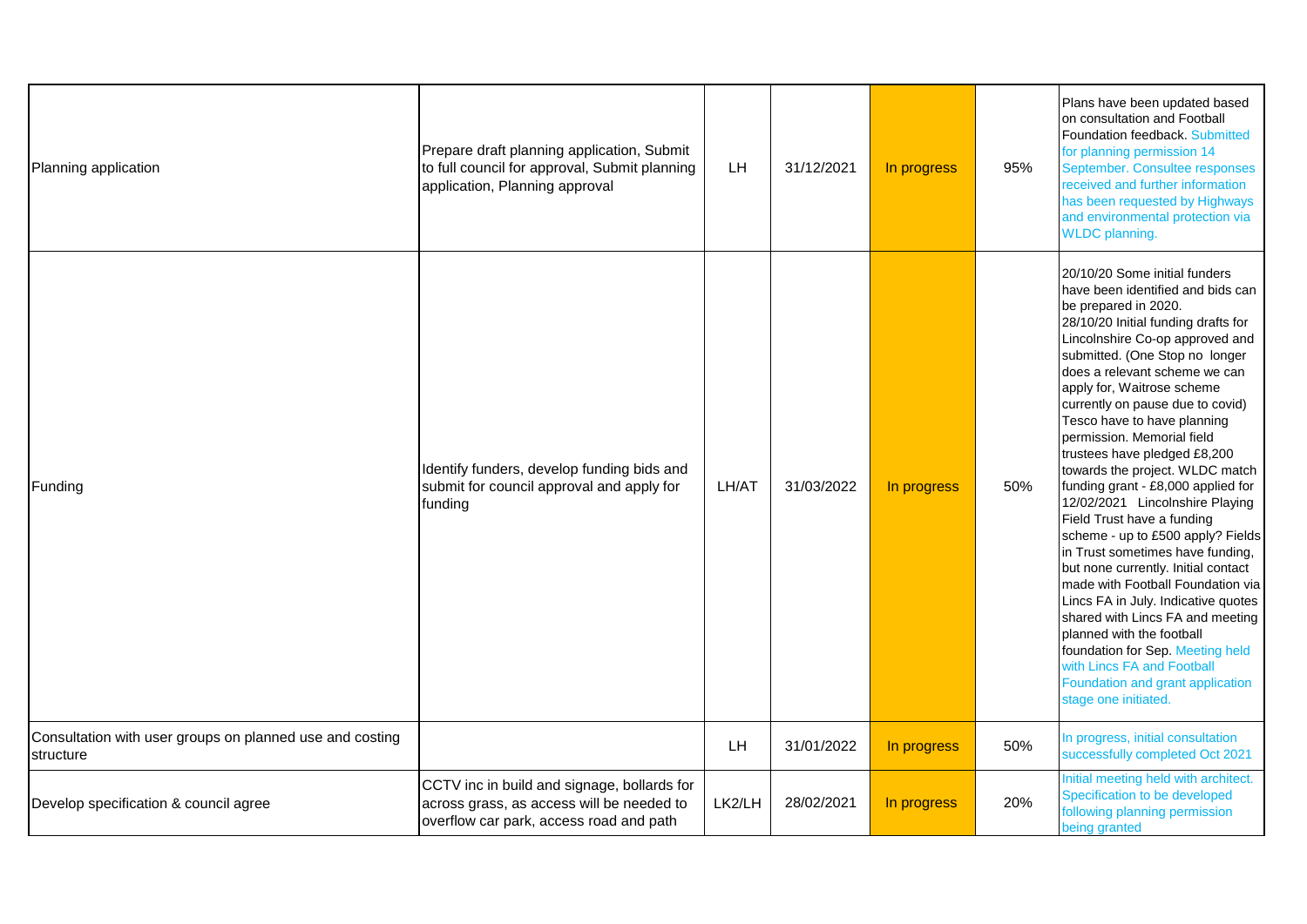| | | | | | | |
|---|---|---|---|---|---|---|
| Planning application | Prepare draft planning application, Submit to full council for approval, Submit planning application, Planning approval | LH | 31/12/2021 | In progress | 95% | Plans have been updated based on consultation and Football Foundation feedback. Submitted for planning permission 14 September. Consultee responses received and further information has been requested by Highways and environmental protection via WLDC planning. |
| Funding | Identify funders, develop funding bids and submit for council approval and apply for funding | LH/AT | 31/03/2022 | In progress | 50% | 20/10/20 Some initial funders have been identified and bids can be prepared in 2020. 28/10/20 Initial funding drafts for Lincolnshire Co-op approved and submitted. (One Stop no longer does a relevant scheme we can apply for, Waitrose scheme currently on pause due to covid) Tesco have to have planning permission. Memorial field trustees have pledged £8,200 towards the project. WLDC match funding grant - £8,000 applied for 12/02/2021 Lincolnshire Playing Field Trust have a funding scheme - up to £500 apply? Fields in Trust sometimes have funding, but none currently. Initial contact made with Football Foundation via Lincs FA in July. Indicative quotes shared with Lincs FA and meeting planned with the football foundation for Sep. Meeting held with Lincs FA and Football Foundation and grant application stage one initiated. |
| Consultation with user groups on planned use and costing structure | | LH | 31/01/2022 | In progress | 50% | In progress, initial consultation successfully completed Oct 2021 |
| Develop specification & council agree | CCTV inc in build and signage, bollards for across grass, as access will be needed to overflow car park, access road and path | LK2/LH | 28/02/2021 | In progress | 20% | Initial meeting held with architect. Specification to be developed following planning permission being granted |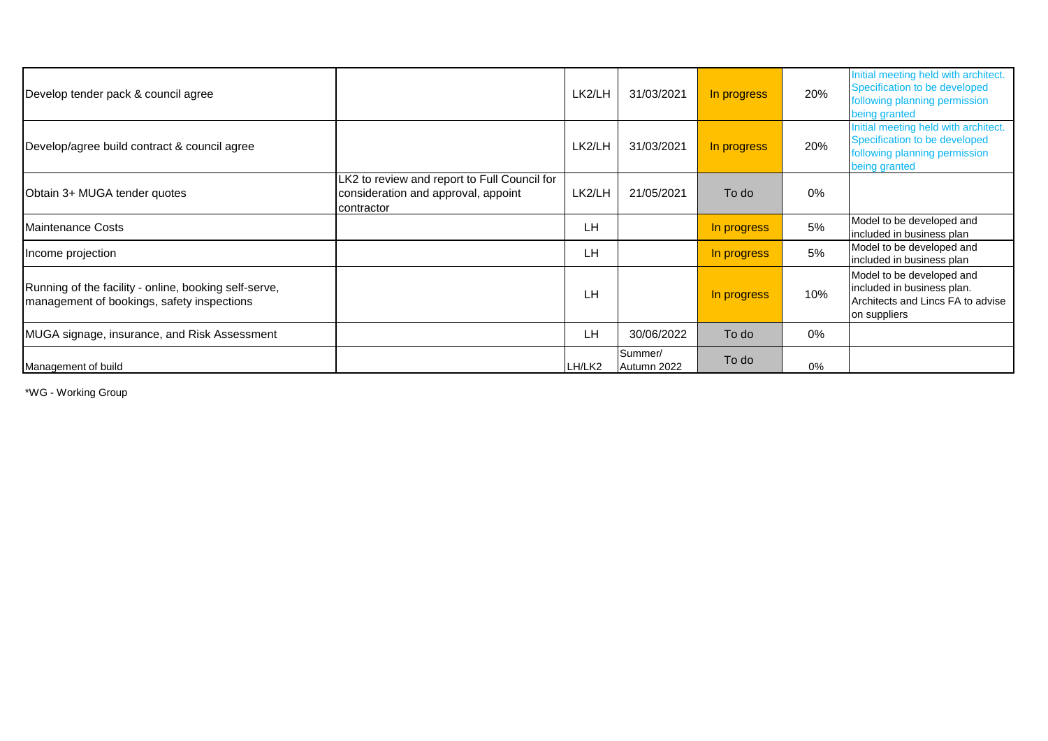| | | | | | | |
|---|---|---|---|---|---|---|
| Develop tender pack & council agree | | LK2/LH | 31/03/2021 | In progress | 20% | Initial meeting held with architect. Specification to be developed following planning permission being granted |
| Develop/agree build contract & council agree | | LK2/LH | 31/03/2021 | In progress | 20% | Initial meeting held with architect. Specification to be developed following planning permission being granted |
| Obtain 3+ MUGA tender quotes | LK2 to review and report to Full Council for consideration and approval, appoint contractor | LK2/LH | 21/05/2021 | To do | 0% | |
| Maintenance Costs | | LH | | In progress | 5% | Model to be developed and included in business plan |
| Income projection | | LH | | In progress | 5% | Model to be developed and included in business plan |
| Running of the facility - online, booking self-serve, management of bookings, safety inspections | | LH | | In progress | 10% | Model to be developed and included in business plan. Architects and Lincs FA to advise on suppliers |
| MUGA signage, insurance, and Risk Assessment | | LH | 30/06/2022 | To do | 0% | |
| Management of build | | LH/LK2 | Summer/ Autumn 2022 | To do | 0% | |

*WG - Working Group